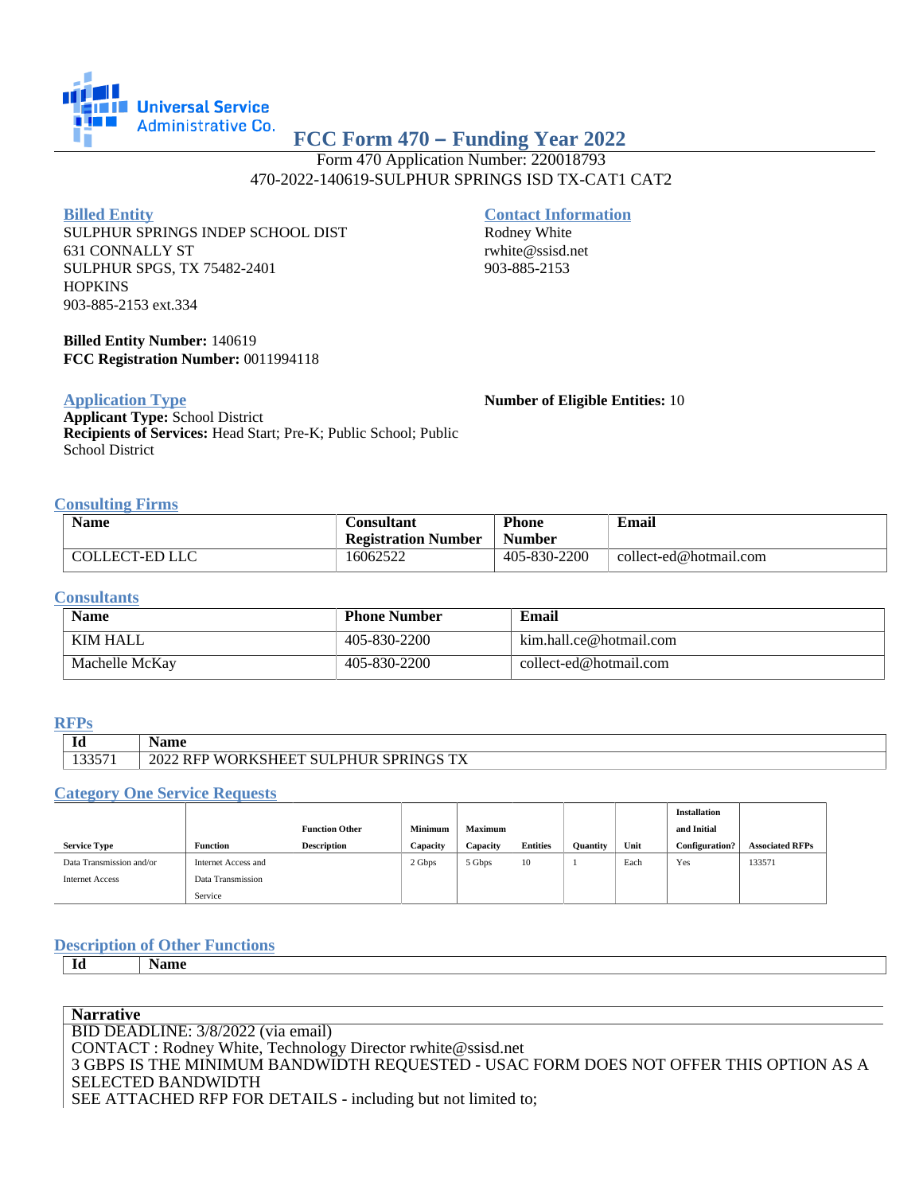Universal Service Administrative Co.

# FCC Form 470 – Funding Year 2022

Form 470 Application Number: 220018793
470-2022-140619-SULPHUR SPRINGS ISD TX-CAT1 CAT2

## Billed Entity

SULPHUR SPRINGS INDEP SCHOOL DIST
631 CONNALLY ST
SULPHUR SPGS, TX 75482-2401
HOPKINS
903-885-2153 ext.334

**Billed Entity Number:** 140619
**FCC Registration Number:** 0011994118

## Contact Information

Rodney White
rwhite@ssisd.net
903-885-2153

## Application Type

**Applicant Type:** School District
**Recipients of Services:** Head Start; Pre-K; Public School; Public School District

**Number of Eligible Entities:** 10

## Consulting Firms

| Name | Consultant Registration Number | Phone Number | Email |
|---|---|---|---|
| COLLECT-ED LLC | 16062522 | 405-830-2200 | collect-ed@hotmail.com |

## Consultants

| Name | Phone Number | Email |
|---|---|---|
| KIM HALL | 405-830-2200 | kim.hall.ce@hotmail.com |
| Machelle McKay | 405-830-2200 | collect-ed@hotmail.com |

## RFPs

| Id | Name |
|---|---|
| 133571 | 2022 RFP WORKSHEET SULPHUR SPRINGS TX |

## Category One Service Requests

| Service Type | Function | Function Other Description | Minimum Capacity | Maximum Capacity | Entities | Quantity | Unit | Installation and Initial Configuration? | Associated RFPs |
|---|---|---|---|---|---|---|---|---|---|
| Data Transmission and/or Internet Access | Internet Access and Data Transmission Service | | 2 Gbps | 5 Gbps | 10 | 1 | Each | Yes | 133571 |

## Description of Other Functions

| Id | Name |
|---|---|

## Narrative

BID DEADLINE: 3/8/2022 (via email)
CONTACT : Rodney White, Technology Director rwhite@ssisd.net
3 GBPS IS THE MINIMUM BANDWIDTH REQUESTED - USAC FORM DOES NOT OFFER THIS OPTION AS A SELECTED BANDWIDTH
SEE ATTACHED RFP FOR DETAILS - including but not limited to;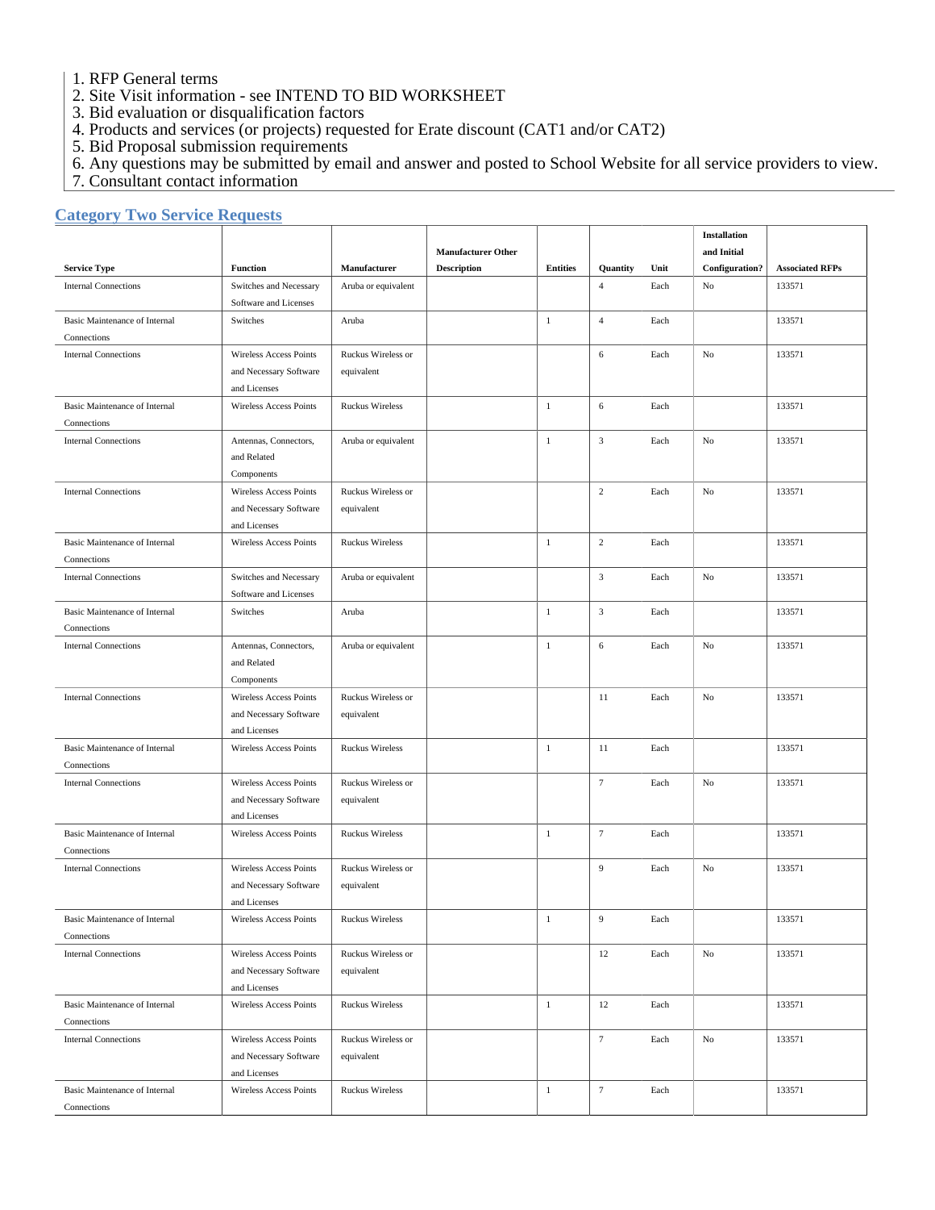1. RFP General terms
2. Site Visit information - see INTEND TO BID WORKSHEET
3. Bid evaluation or disqualification factors
4. Products and services (or projects) requested for Erate discount (CAT1 and/or CAT2)
5. Bid Proposal submission requirements
6. Any questions may be submitted by email and answer and posted to School Website for all service providers to view.
7. Consultant contact information

## Category Two Service Requests

| Service Type | Function | Manufacturer | Manufacturer Other Description | Entities | Quantity | Unit | Installation and Initial Configuration? | Associated RFPs |
|---|---|---|---|---|---|---|---|---|
| Internal Connections | Switches and Necessary Software and Licenses | Aruba or equivalent | | | 4 | Each | No | 133571 |
| Basic Maintenance of Internal Connections | Switches | Aruba | | 1 | 4 | Each | | 133571 |
| Internal Connections | Wireless Access Points and Necessary Software and Licenses | Ruckus Wireless or equivalent | | | 6 | Each | No | 133571 |
| Basic Maintenance of Internal Connections | Wireless Access Points | Ruckus Wireless | | 1 | 6 | Each | | 133571 |
| Internal Connections | Antennas, Connectors, and Related Components | Aruba or equivalent | | 1 | 3 | Each | No | 133571 |
| Internal Connections | Wireless Access Points and Necessary Software and Licenses | Ruckus Wireless or equivalent | | | 2 | Each | No | 133571 |
| Basic Maintenance of Internal Connections | Wireless Access Points | Ruckus Wireless | | 1 | 2 | Each | | 133571 |
| Internal Connections | Switches and Necessary Software and Licenses | Aruba or equivalent | | | 3 | Each | No | 133571 |
| Basic Maintenance of Internal Connections | Switches | Aruba | | 1 | 3 | Each | | 133571 |
| Internal Connections | Antennas, Connectors, and Related Components | Aruba or equivalent | | 1 | 6 | Each | No | 133571 |
| Internal Connections | Wireless Access Points and Necessary Software and Licenses | Ruckus Wireless or equivalent | | | 11 | Each | No | 133571 |
| Basic Maintenance of Internal Connections | Wireless Access Points | Ruckus Wireless | | 1 | 11 | Each | | 133571 |
| Internal Connections | Wireless Access Points and Necessary Software and Licenses | Ruckus Wireless or equivalent | | | 7 | Each | No | 133571 |
| Basic Maintenance of Internal Connections | Wireless Access Points | Ruckus Wireless | | 1 | 7 | Each | | 133571 |
| Internal Connections | Wireless Access Points and Necessary Software and Licenses | Ruckus Wireless or equivalent | | | 9 | Each | No | 133571 |
| Basic Maintenance of Internal Connections | Wireless Access Points | Ruckus Wireless | | 1 | 9 | Each | | 133571 |
| Internal Connections | Wireless Access Points and Necessary Software and Licenses | Ruckus Wireless or equivalent | | | 12 | Each | No | 133571 |
| Basic Maintenance of Internal Connections | Wireless Access Points | Ruckus Wireless | | 1 | 12 | Each | | 133571 |
| Internal Connections | Wireless Access Points and Necessary Software and Licenses | Ruckus Wireless or equivalent | | | 7 | Each | No | 133571 |
| Basic Maintenance of Internal Connections | Wireless Access Points | Ruckus Wireless | | 1 | 7 | Each | | 133571 |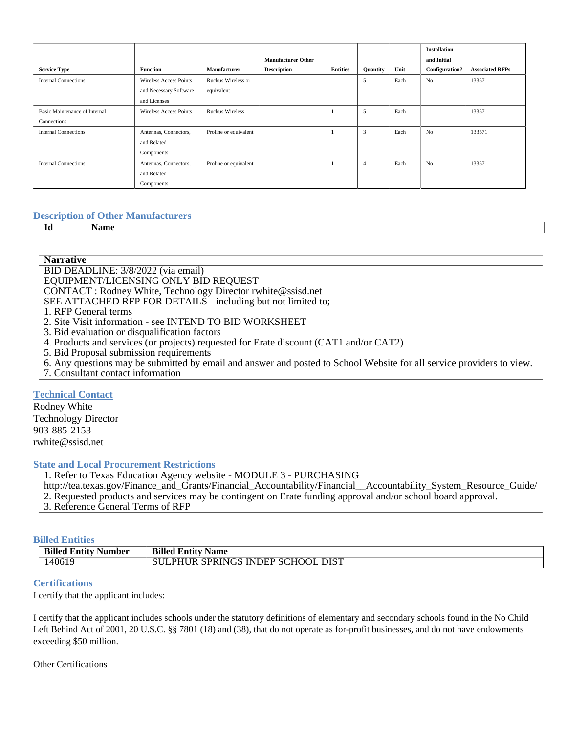| Service Type | Function | Manufacturer | Manufacturer Other Description | Entities | Quantity | Unit | Installation and Initial Configuration? | Associated RFPs |
|---|---|---|---|---|---|---|---|---|
| Internal Connections | Wireless Access Points and Necessary Software and Licenses | Ruckus Wireless or equivalent | | | 5 | Each | No | 133571 |
| Basic Maintenance of Internal Connections | Wireless Access Points | Ruckus Wireless | | 1 | 5 | Each | | 133571 |
| Internal Connections | Antennas, Connectors, and Related Components | Proline or equivalent | | 1 | 3 | Each | No | 133571 |
| Internal Connections | Antennas, Connectors, and Related Components | Proline or equivalent | | 1 | 4 | Each | No | 133571 |

## Description of Other Manufacturers

| Id | Name |
|---|---|

**Narrative**

BID DEADLINE: 3/8/2022 (via email)
EQUIPMENT/LICENSING ONLY BID REQUEST
CONTACT : Rodney White, Technology Director rwhite@ssisd.net
SEE ATTACHED RFP FOR DETAILS - including but not limited to;
1. RFP General terms
2. Site Visit information - see INTEND TO BID WORKSHEET
3. Bid evaluation or disqualification factors
4. Products and services (or projects) requested for Erate discount (CAT1 and/or CAT2)
5. Bid Proposal submission requirements
6. Any questions may be submitted by email and answer and posted to School Website for all service providers to view.
7. Consultant contact information

## Technical Contact

Rodney White
Technology Director
903-885-2153
rwhite@ssisd.net

## State and Local Procurement Restrictions

1. Refer to Texas Education Agency website - MODULE 3 - PURCHASING
http://tea.texas.gov/Finance_and_Grants/Financial_Accountability/Financial__Accountability_System_Resource_Guide/
2. Requested products and services may be contingent on Erate funding approval and/or school board approval.
3. Reference General Terms of RFP

## Billed Entities

| Billed Entity Number | Billed Entity Name |
|---|---|
| 140619 | SULPHUR SPRINGS INDEP SCHOOL DIST |

## Certifications

I certify that the applicant includes:

I certify that the applicant includes schools under the statutory definitions of elementary and secondary schools found in the No Child Left Behind Act of 2001, 20 U.S.C. §§ 7801 (18) and (38), that do not operate as for-profit businesses, and do not have endowments exceeding $50 million.

Other Certifications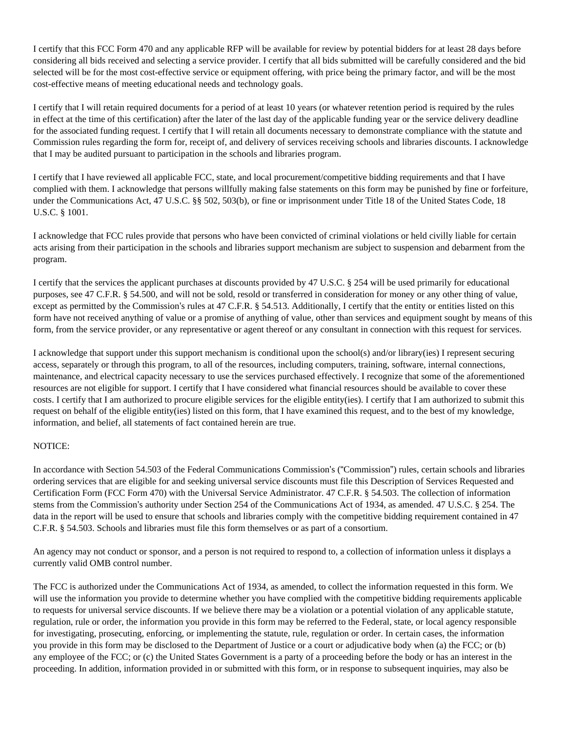I certify that this FCC Form 470 and any applicable RFP will be available for review by potential bidders for at least 28 days before considering all bids received and selecting a service provider. I certify that all bids submitted will be carefully considered and the bid selected will be for the most cost-effective service or equipment offering, with price being the primary factor, and will be the most cost-effective means of meeting educational needs and technology goals.

I certify that I will retain required documents for a period of at least 10 years (or whatever retention period is required by the rules in effect at the time of this certification) after the later of the last day of the applicable funding year or the service delivery deadline for the associated funding request. I certify that I will retain all documents necessary to demonstrate compliance with the statute and Commission rules regarding the form for, receipt of, and delivery of services receiving schools and libraries discounts. I acknowledge that I may be audited pursuant to participation in the schools and libraries program.

I certify that I have reviewed all applicable FCC, state, and local procurement/competitive bidding requirements and that I have complied with them. I acknowledge that persons willfully making false statements on this form may be punished by fine or forfeiture, under the Communications Act, 47 U.S.C. §§ 502, 503(b), or fine or imprisonment under Title 18 of the United States Code, 18 U.S.C. § 1001.

I acknowledge that FCC rules provide that persons who have been convicted of criminal violations or held civilly liable for certain acts arising from their participation in the schools and libraries support mechanism are subject to suspension and debarment from the program.

I certify that the services the applicant purchases at discounts provided by 47 U.S.C. § 254 will be used primarily for educational purposes, see 47 C.F.R. § 54.500, and will not be sold, resold or transferred in consideration for money or any other thing of value, except as permitted by the Commission's rules at 47 C.F.R. § 54.513. Additionally, I certify that the entity or entities listed on this form have not received anything of value or a promise of anything of value, other than services and equipment sought by means of this form, from the service provider, or any representative or agent thereof or any consultant in connection with this request for services.

I acknowledge that support under this support mechanism is conditional upon the school(s) and/or library(ies) I represent securing access, separately or through this program, to all of the resources, including computers, training, software, internal connections, maintenance, and electrical capacity necessary to use the services purchased effectively. I recognize that some of the aforementioned resources are not eligible for support. I certify that I have considered what financial resources should be available to cover these costs. I certify that I am authorized to procure eligible services for the eligible entity(ies). I certify that I am authorized to submit this request on behalf of the eligible entity(ies) listed on this form, that I have examined this request, and to the best of my knowledge, information, and belief, all statements of fact contained herein are true.

NOTICE:

In accordance with Section 54.503 of the Federal Communications Commission's ("Commission") rules, certain schools and libraries ordering services that are eligible for and seeking universal service discounts must file this Description of Services Requested and Certification Form (FCC Form 470) with the Universal Service Administrator. 47 C.F.R. § 54.503. The collection of information stems from the Commission's authority under Section 254 of the Communications Act of 1934, as amended. 47 U.S.C. § 254. The data in the report will be used to ensure that schools and libraries comply with the competitive bidding requirement contained in 47 C.F.R. § 54.503. Schools and libraries must file this form themselves or as part of a consortium.

An agency may not conduct or sponsor, and a person is not required to respond to, a collection of information unless it displays a currently valid OMB control number.

The FCC is authorized under the Communications Act of 1934, as amended, to collect the information requested in this form. We will use the information you provide to determine whether you have complied with the competitive bidding requirements applicable to requests for universal service discounts. If we believe there may be a violation or a potential violation of any applicable statute, regulation, rule or order, the information you provide in this form may be referred to the Federal, state, or local agency responsible for investigating, prosecuting, enforcing, or implementing the statute, rule, regulation or order. In certain cases, the information you provide in this form may be disclosed to the Department of Justice or a court or adjudicative body when (a) the FCC; or (b) any employee of the FCC; or (c) the United States Government is a party of a proceeding before the body or has an interest in the proceeding. In addition, information provided in or submitted with this form, or in response to subsequent inquiries, may also be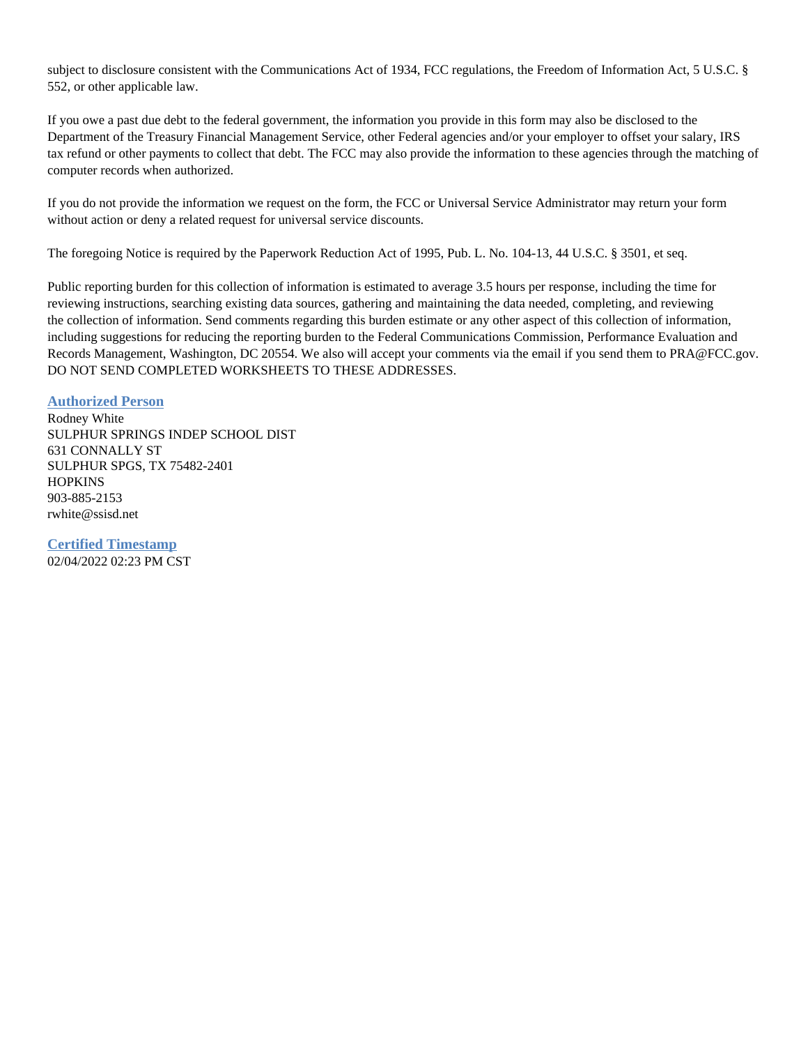subject to disclosure consistent with the Communications Act of 1934, FCC regulations, the Freedom of Information Act, 5 U.S.C. § 552, or other applicable law.

If you owe a past due debt to the federal government, the information you provide in this form may also be disclosed to the Department of the Treasury Financial Management Service, other Federal agencies and/or your employer to offset your salary, IRS tax refund or other payments to collect that debt. The FCC may also provide the information to these agencies through the matching of computer records when authorized.

If you do not provide the information we request on the form, the FCC or Universal Service Administrator may return your form without action or deny a related request for universal service discounts.

The foregoing Notice is required by the Paperwork Reduction Act of 1995, Pub. L. No. 104-13, 44 U.S.C. § 3501, et seq.

Public reporting burden for this collection of information is estimated to average 3.5 hours per response, including the time for reviewing instructions, searching existing data sources, gathering and maintaining the data needed, completing, and reviewing the collection of information. Send comments regarding this burden estimate or any other aspect of this collection of information, including suggestions for reducing the reporting burden to the Federal Communications Commission, Performance Evaluation and Records Management, Washington, DC 20554. We also will accept your comments via the email if you send them to PRA@FCC.gov. DO NOT SEND COMPLETED WORKSHEETS TO THESE ADDRESSES.

**Authorized Person**

Rodney White
SULPHUR SPRINGS INDEP SCHOOL DIST
631 CONNALLY ST
SULPHUR SPGS, TX 75482-2401
HOPKINS
903-885-2153
rwhite@ssisd.net

**Certified Timestamp**

02/04/2022 02:23 PM CST